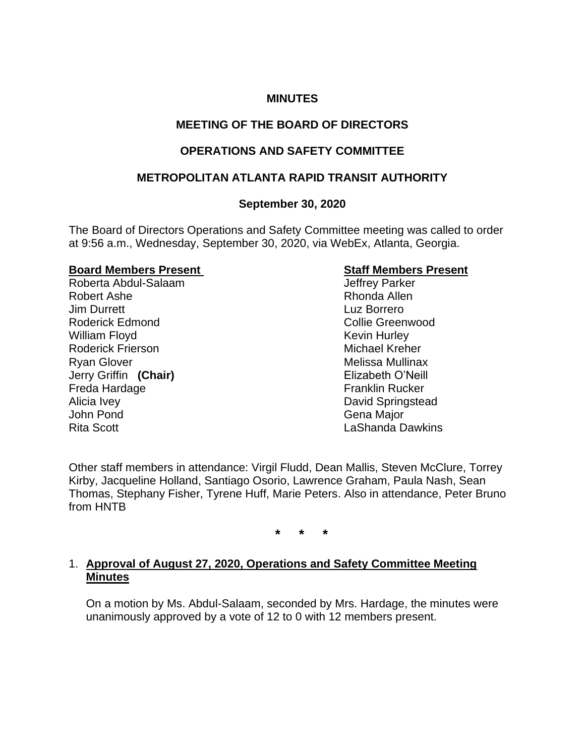**MINUTES**

**MEETING OF THE BOARD OF DIRECTORS**

**OPERATIONS AND SAFETY COMMITTEE**

**METROPOLITAN ATLANTA RAPID TRANSIT AUTHORITY**

**September 30, 2020**

The Board of Directors Operations and Safety Committee meeting was called to order at 9:56 a.m., Wednesday, September 30, 2020, via WebEx, Atlanta, Georgia.

| **Board Members Present** | **Staff Members Present** |
|---|---|
| Roberta Abdul-Salaam | Jeffrey Parker |
| Robert Ashe | Rhonda Allen |
| Jim Durrett | Luz Borrero |
| Roderick Edmond | Collie Greenwood |
| William Floyd | Kevin Hurley |
| Roderick Frierson | Michael Kreher |
| Ryan Glover | Melissa Mullinax |
| Jerry Griffin **(Chair)** | Elizabeth O'Neill |
| Freda Hardage | Franklin Rucker |
| Alicia Ivey | David Springstead |
| John Pond | Gena Major |
| Rita Scott | LaShanda Dawkins |

Other staff members in attendance: Virgil Fludd, Dean Mallis, Steven McClure, Torrey Kirby, Jacqueline Holland, Santiago Osorio, Lawrence Graham, Paula Nash, Sean Thomas, Stephany Fisher, Tyrene Huff, Marie Peters. Also in attendance, Peter Bruno from HNTB

\* \* \*

1. **Approval of August 27, 2020, Operations and Safety Committee Meeting Minutes**

   On a motion by Ms. Abdul-Salaam, seconded by Mrs. Hardage, the minutes were unanimously approved by a vote of 12 to 0 with 12 members present.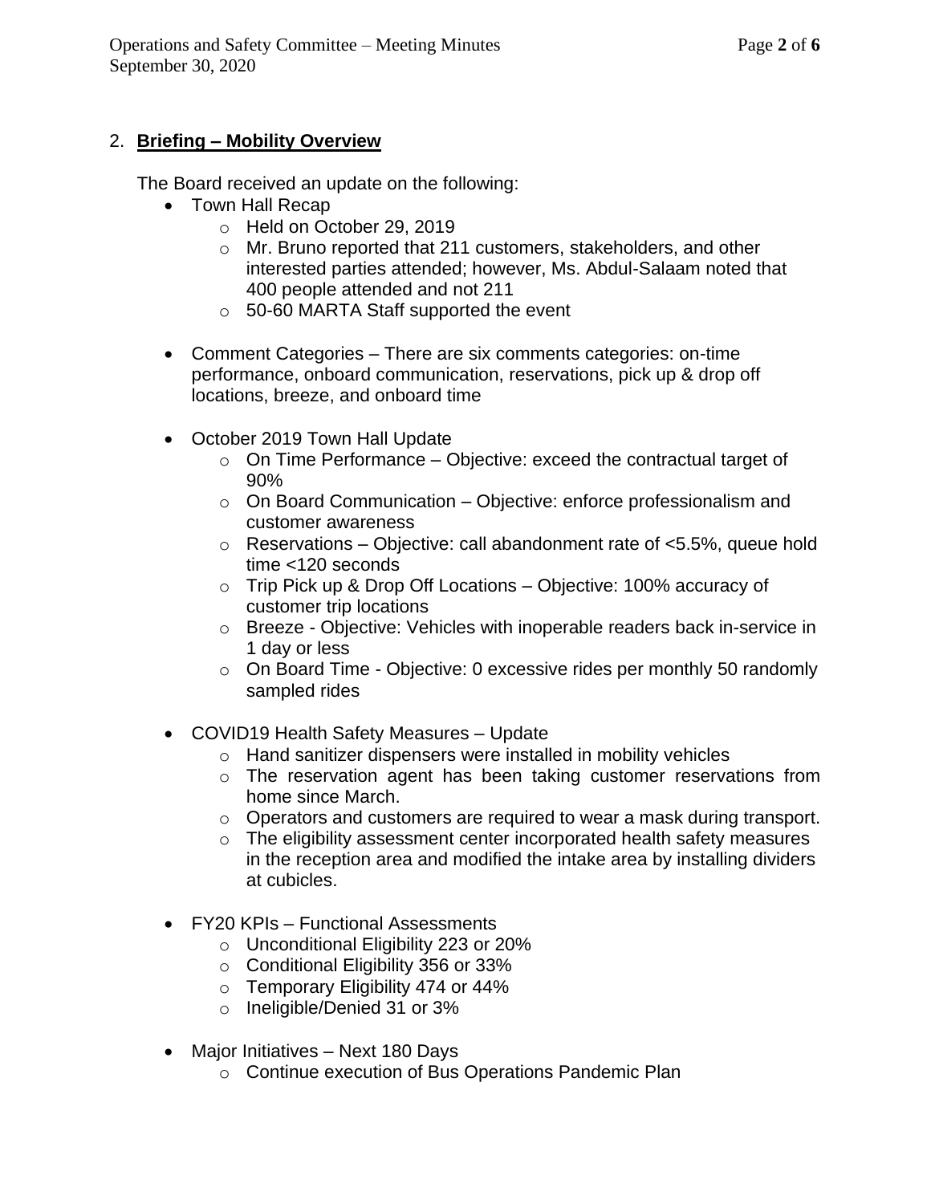2. **Briefing – Mobility Overview**

The Board received an update on the following:

- Town Hall Recap
  - Held on October 29, 2019
  - Mr. Bruno reported that 211 customers, stakeholders, and other interested parties attended; however, Ms. Abdul-Salaam noted that 400 people attended and not 211
  - 50-60 MARTA Staff supported the event

- Comment Categories – There are six comments categories: on-time performance, onboard communication, reservations, pick up & drop off locations, breeze, and onboard time

- October 2019 Town Hall Update
  - On Time Performance – Objective: exceed the contractual target of 90%
  - On Board Communication – Objective: enforce professionalism and customer awareness
  - Reservations – Objective: call abandonment rate of <5.5%, queue hold time <120 seconds
  - Trip Pick up & Drop Off Locations – Objective: 100% accuracy of customer trip locations
  - Breeze - Objective: Vehicles with inoperable readers back in-service in 1 day or less
  - On Board Time - Objective: 0 excessive rides per monthly 50 randomly sampled rides

- COVID19 Health Safety Measures – Update
  - Hand sanitizer dispensers were installed in mobility vehicles
  - The reservation agent has been taking customer reservations from home since March.
  - Operators and customers are required to wear a mask during transport.
  - The eligibility assessment center incorporated health safety measures in the reception area and modified the intake area by installing dividers at cubicles.

- FY20 KPIs – Functional Assessments
  - Unconditional Eligibility 223 or 20%
  - Conditional Eligibility 356 or 33%
  - Temporary Eligibility 474 or 44%
  - Ineligible/Denied 31 or 3%

- Major Initiatives – Next 180 Days
  - Continue execution of Bus Operations Pandemic Plan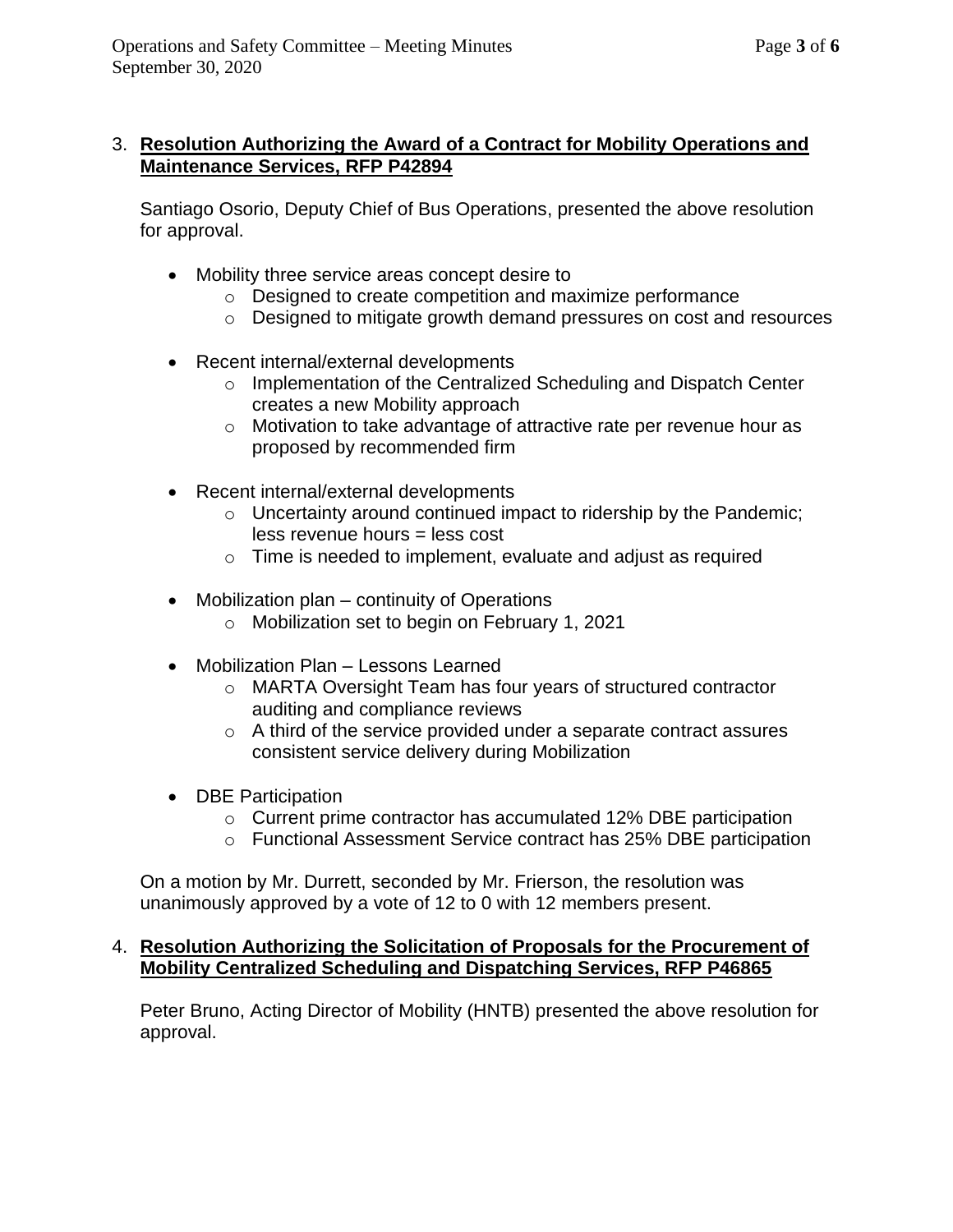3. **Resolution Authorizing the Award of a Contract for Mobility Operations and Maintenance Services, RFP P42894**

   Santiago Osorio, Deputy Chief of Bus Operations, presented the above resolution for approval.

   - Mobility three service areas concept desire to
     - Designed to create competition and maximize performance
     - Designed to mitigate growth demand pressures on cost and resources
   - Recent internal/external developments
     - Implementation of the Centralized Scheduling and Dispatch Center creates a new Mobility approach
     - Motivation to take advantage of attractive rate per revenue hour as proposed by recommended firm
   - Recent internal/external developments
     - Uncertainty around continued impact to ridership by the Pandemic; less revenue hours = less cost
     - Time is needed to implement, evaluate and adjust as required
   - Mobilization plan – continuity of Operations
     - Mobilization set to begin on February 1, 2021
   - Mobilization Plan – Lessons Learned
     - MARTA Oversight Team has four years of structured contractor auditing and compliance reviews
     - A third of the service provided under a separate contract assures consistent service delivery during Mobilization
   - DBE Participation
     - Current prime contractor has accumulated 12% DBE participation
     - Functional Assessment Service contract has 25% DBE participation

   On a motion by Mr. Durrett, seconded by Mr. Frierson, the resolution was unanimously approved by a vote of 12 to 0 with 12 members present.

4. **Resolution Authorizing the Solicitation of Proposals for the Procurement of Mobility Centralized Scheduling and Dispatching Services, RFP P46865**

   Peter Bruno, Acting Director of Mobility (HNTB) presented the above resolution for approval.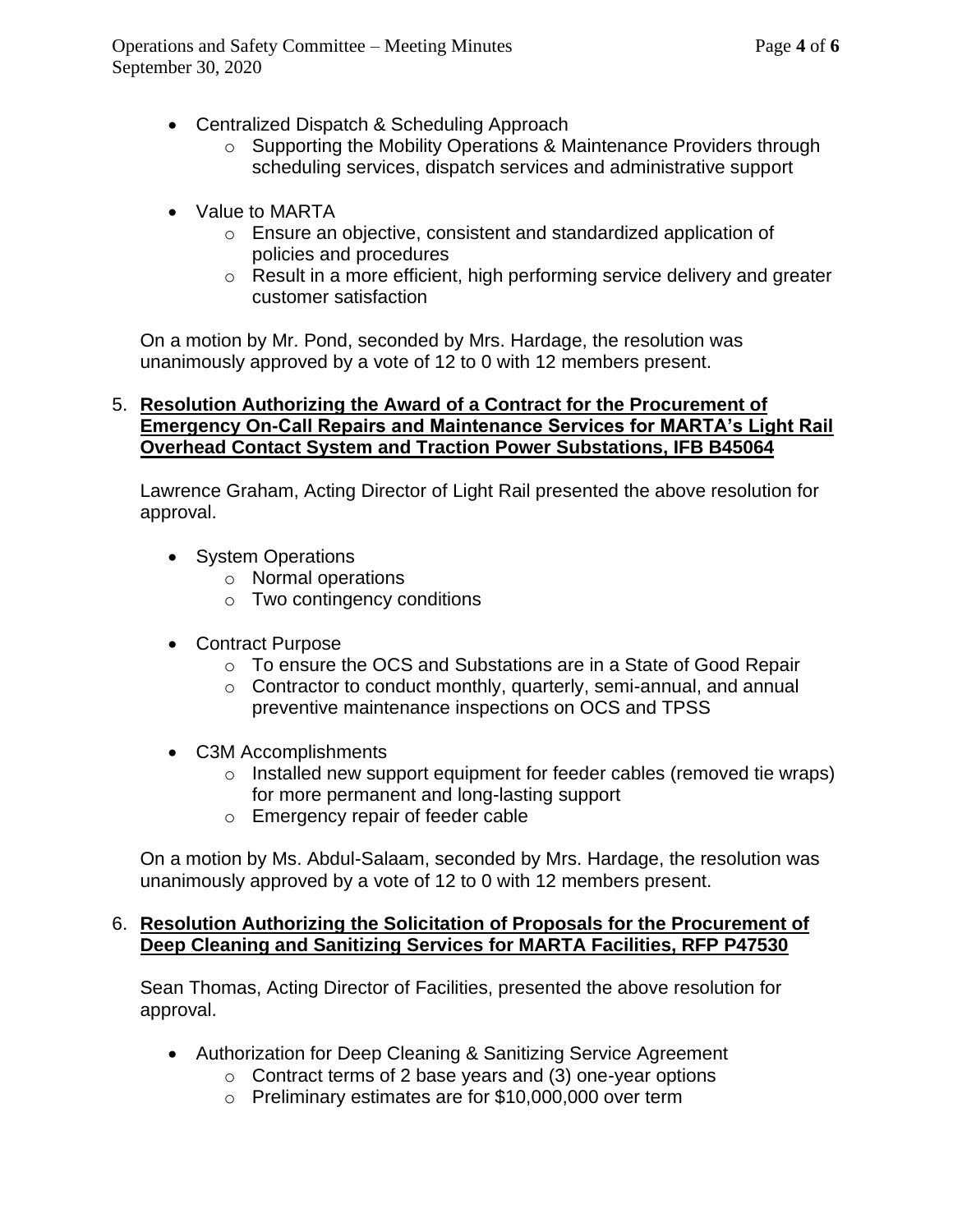- Centralized Dispatch & Scheduling Approach
    - Supporting the Mobility Operations & Maintenance Providers through scheduling services, dispatch services and administrative support

- Value to MARTA
    - Ensure an objective, consistent and standardized application of policies and procedures
    - Result in a more efficient, high performing service delivery and greater customer satisfaction

On a motion by Mr. Pond, seconded by Mrs. Hardage, the resolution was unanimously approved by a vote of 12 to 0 with 12 members present.

5. **Resolution Authorizing the Award of a Contract for the Procurement of Emergency On-Call Repairs and Maintenance Services for MARTA's Light Rail Overhead Contact System and Traction Power Substations, IFB B45064**

Lawrence Graham, Acting Director of Light Rail presented the above resolution for approval.

- System Operations
    - Normal operations
    - Two contingency conditions

- Contract Purpose
    - To ensure the OCS and Substations are in a State of Good Repair
    - Contractor to conduct monthly, quarterly, semi-annual, and annual preventive maintenance inspections on OCS and TPSS

- C3M Accomplishments
    - Installed new support equipment for feeder cables (removed tie wraps) for more permanent and long-lasting support
    - Emergency repair of feeder cable

On a motion by Ms. Abdul-Salaam, seconded by Mrs. Hardage, the resolution was unanimously approved by a vote of 12 to 0 with 12 members present.

6. **Resolution Authorizing the Solicitation of Proposals for the Procurement of Deep Cleaning and Sanitizing Services for MARTA Facilities, RFP P47530**

Sean Thomas, Acting Director of Facilities, presented the above resolution for approval.

- Authorization for Deep Cleaning & Sanitizing Service Agreement
    - Contract terms of 2 base years and (3) one-year options
    - Preliminary estimates are for $10,000,000 over term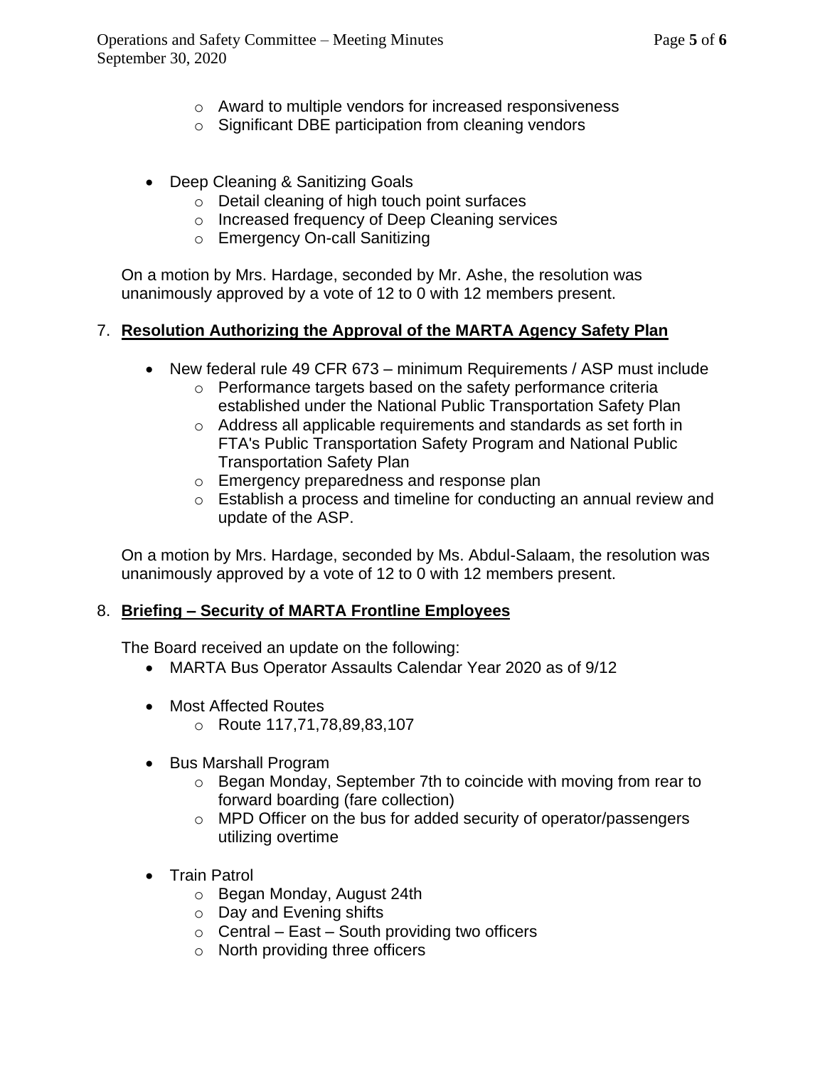- Award to multiple vendors for increased responsiveness
  - Significant DBE participation from cleaning vendors

- Deep Cleaning & Sanitizing Goals
  - Detail cleaning of high touch point surfaces
  - Increased frequency of Deep Cleaning services
  - Emergency On-call Sanitizing

On a motion by Mrs. Hardage, seconded by Mr. Ashe, the resolution was unanimously approved by a vote of 12 to 0 with 12 members present.

7. **Resolution Authorizing the Approval of the MARTA Agency Safety Plan**

- New federal rule 49 CFR 673 – minimum Requirements / ASP must include
  - Performance targets based on the safety performance criteria established under the National Public Transportation Safety Plan
  - Address all applicable requirements and standards as set forth in FTA's Public Transportation Safety Program and National Public Transportation Safety Plan
  - Emergency preparedness and response plan
  - Establish a process and timeline for conducting an annual review and update of the ASP.

On a motion by Mrs. Hardage, seconded by Ms. Abdul-Salaam, the resolution was unanimously approved by a vote of 12 to 0 with 12 members present.

8. **Briefing – Security of MARTA Frontline Employees**

The Board received an update on the following:

- MARTA Bus Operator Assaults Calendar Year 2020 as of 9/12

- Most Affected Routes
  - Route 117,71,78,89,83,107

- Bus Marshall Program
  - Began Monday, September 7th to coincide with moving from rear to forward boarding (fare collection)
  - MPD Officer on the bus for added security of operator/passengers utilizing overtime

- Train Patrol
  - Began Monday, August 24th
  - Day and Evening shifts
  - Central – East – South providing two officers
  - North providing three officers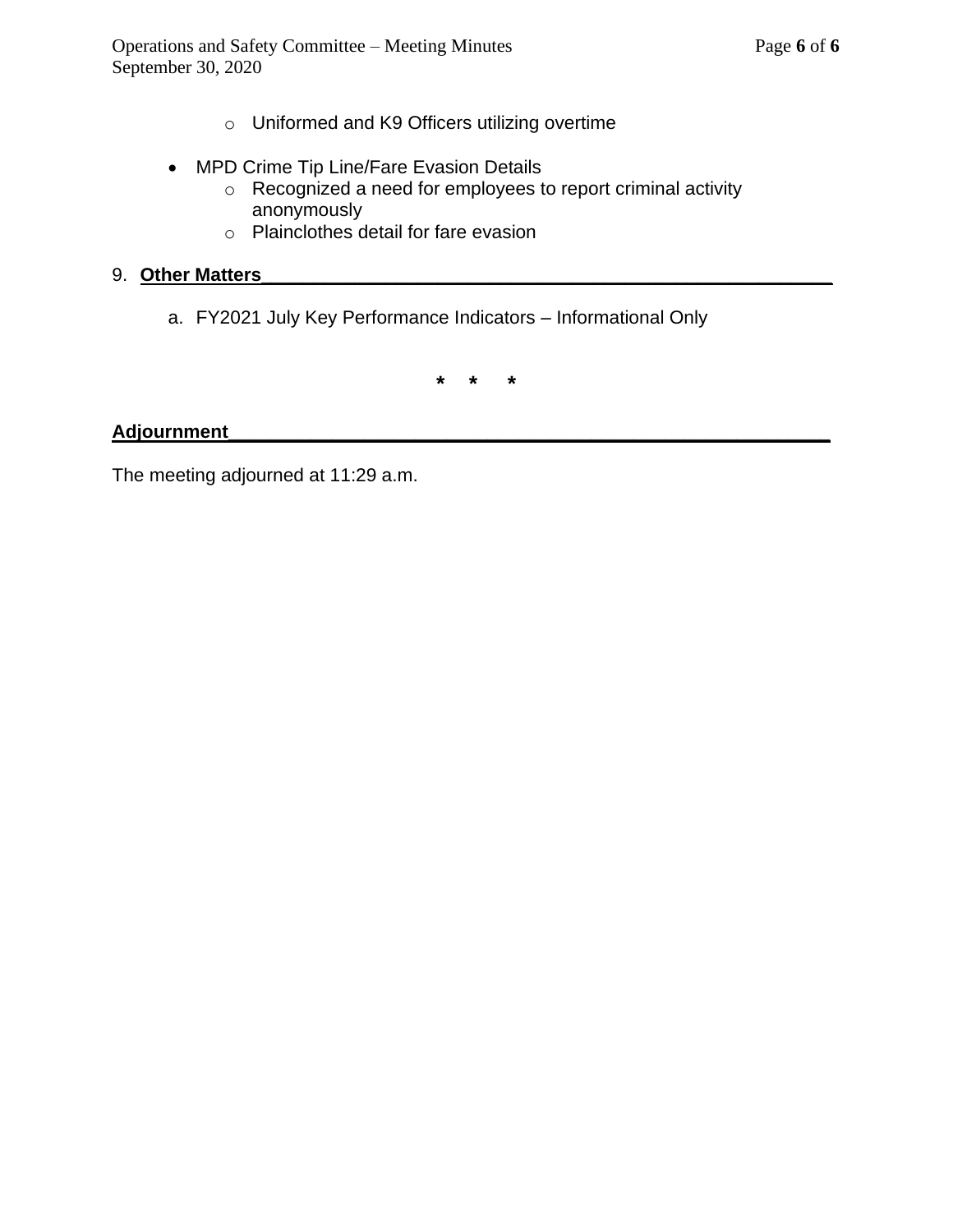- Uniformed and K9 Officers utilizing overtime

- MPD Crime Tip Line/Fare Evasion Details
  - Recognized a need for employees to report criminal activity anonymously
  - Plainclothes detail for fare evasion

9. **Other Matters**

   a. FY2021 July Key Performance Indicators – Informational Only

\* \* \*

**Adjournment**

The meeting adjourned at 11:29 a.m.